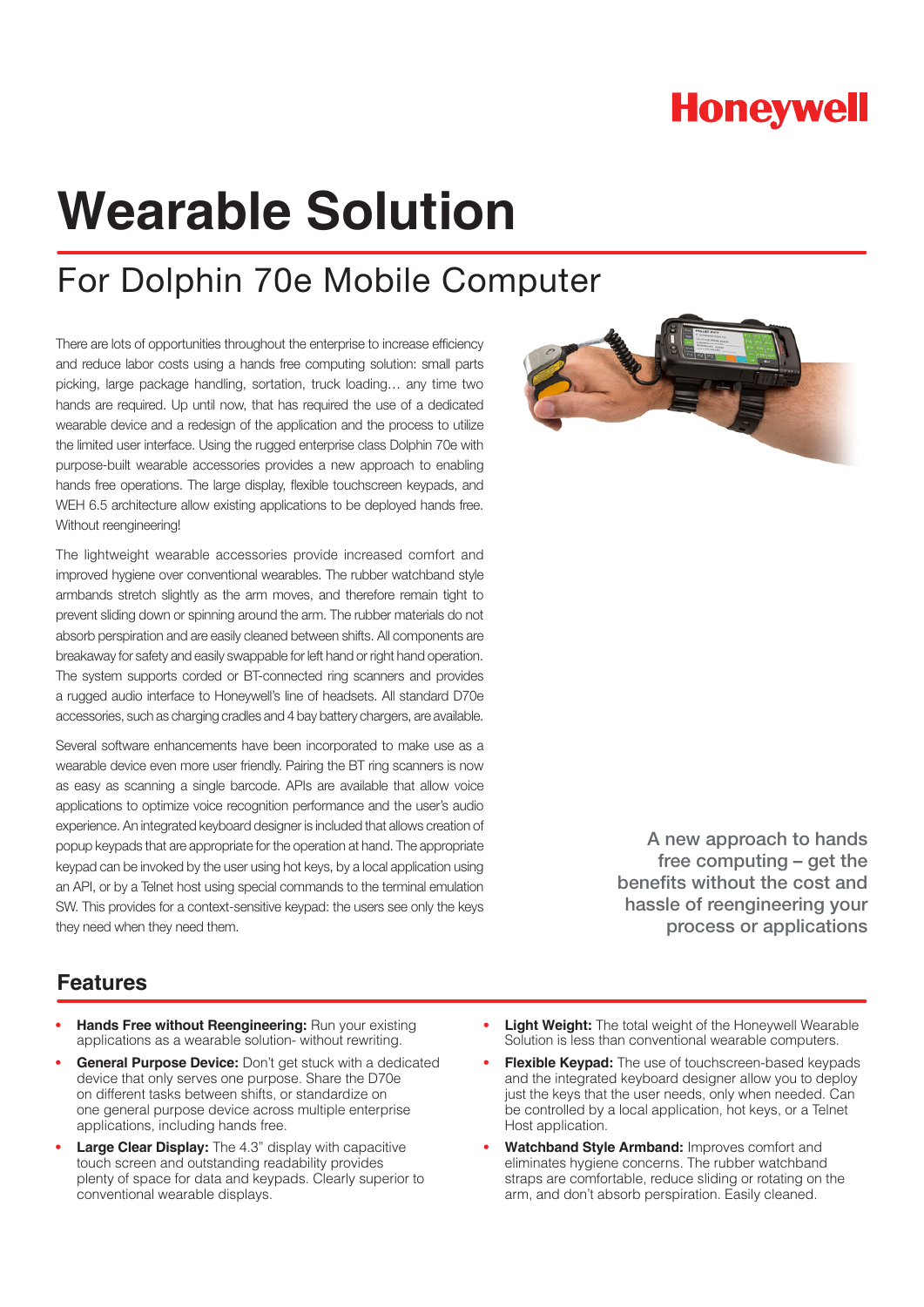Honeywell

# Wearable Solution

## For Dolphin 70e Mobile Computer

There are lots of opportunities throughout the enterprise to increase efficiency and reduce labor costs using a hands free computing solution: small parts picking, large package handling, sortation, truck loading… any time two hands are required. Up until now, that has required the use of a dedicated wearable device and a redesign of the application and the process to utilize the limited user interface. Using the rugged enterprise class Dolphin 70e with purpose-built wearable accessories provides a new approach to enabling hands free operations. The large display, flexible touchscreen keypads, and WEH 6.5 architecture allow existing applications to be deployed hands free. Without reengineering!

The lightweight wearable accessories provide increased comfort and improved hygiene over conventional wearables. The rubber watchband style armbands stretch slightly as the arm moves, and therefore remain tight to prevent sliding down or spinning around the arm. The rubber materials do not absorb perspiration and are easily cleaned between shifts. All components are breakaway for safety and easily swappable for left hand or right hand operation. The system supports corded or BT-connected ring scanners and provides a rugged audio interface to Honeywell's line of headsets. All standard D70e accessories, such as charging cradles and 4 bay battery chargers, are available.

Several software enhancements have been incorporated to make use as a wearable device even more user friendly. Pairing the BT ring scanners is now as easy as scanning a single barcode. APIs are available that allow voice applications to optimize voice recognition performance and the user's audio experience. An integrated keyboard designer is included that allows creation of popup keypads that are appropriate for the operation at hand. The appropriate keypad can be invoked by the user using hot keys, by a local application using an API, or by a Telnet host using special commands to the terminal emulation SW. This provides for a context-sensitive keypad: the users see only the keys they need when they need them.

A new approach to hands free computing – get the benefits without the cost and hassle of reengineering your process or applications

## Features

- **Hands Free without Reengineering:** Run your existing applications as a wearable solution- without rewriting.
- **General Purpose Device:** Don't get stuck with a dedicated device that only serves one purpose. Share the D70e on different tasks between shifts, or standardize on one general purpose device across multiple enterprise applications, including hands free.
- **Large Clear Display:** The 4.3" display with capacitive touch screen and outstanding readability provides plenty of space for data and keypads. Clearly superior to conventional wearable displays.
- **Light Weight:** The total weight of the Honeywell Wearable Solution is less than conventional wearable computers.
- **Flexible Keypad:** The use of touchscreen-based keypads and the integrated keyboard designer allow you to deploy just the keys that the user needs, only when needed. Can be controlled by a local application, hot keys, or a Telnet Host application.
- **Watchband Style Armband:** Improves comfort and eliminates hygiene concerns. The rubber watchband straps are comfortable, reduce sliding or rotating on the arm, and don't absorb perspiration. Easily cleaned.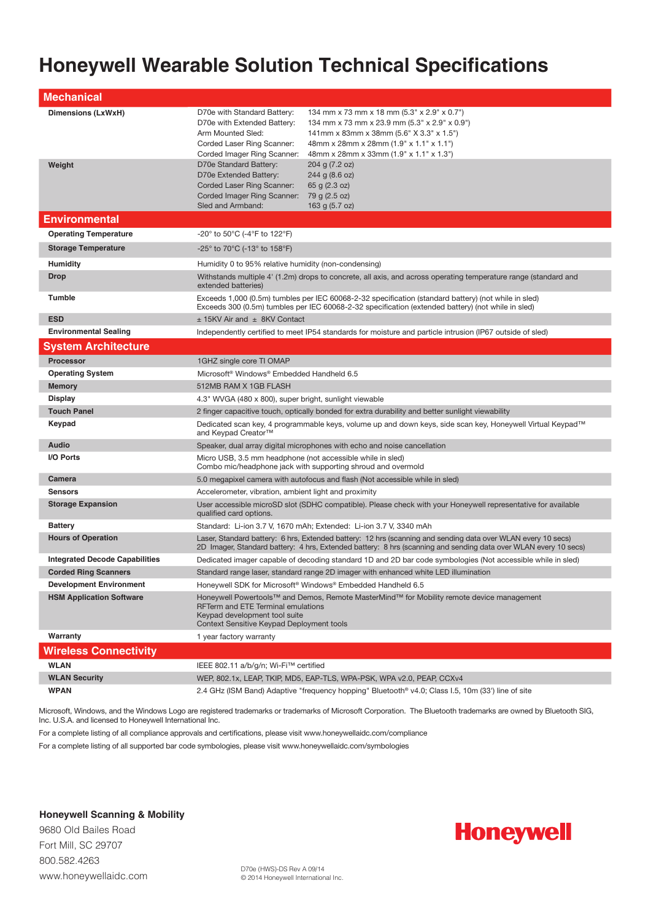# Honeywell Wearable Solution Technical Specifications

## Mechanical

| | | |
|---|---|---|
| **Dimensions (LxWxH)** | D70e with Standard Battery: | 134 mm x 73 mm x 18 mm (5.3" x 2.9" x 0.7") |
| | D70e with Extended Battery: | 134 mm x 73 mm x 23.9 mm (5.3" x 2.9" x 0.9") |
| | Arm Mounted Sled: | 141mm x 83mm x 38mm (5.6" X 3.3" x 1.5") |
| | Corded Laser Ring Scanner: | 48mm x 28mm x 28mm (1.9" x 1.1" x 1.1") |
| | Corded Imager Ring Scanner: | 48mm x 28mm x 33mm (1.9" x 1.1" x 1.3") |
| **Weight** | D70e Standard Battery: | 204 g (7.2 oz) |
| | D70e Extended Battery: | 244 g (8.6 oz) |
| | Corded Laser Ring Scanner: | 65 g (2.3 oz) |
| | Corded Imager Ring Scanner: | 79 g (2.5 oz) |
| | Sled and Armband: | 163 g (5.7 oz) |

## Environmental

| | |
|---|---|
| **Operating Temperature** | -20° to 50°C (-4°F to 122°F) |
| **Storage Temperature** | -25° to 70°C (-13° to 158°F) |
| **Humidity** | Humidity 0 to 95% relative humidity (non-condensing) |
| **Drop** | Withstands multiple 4' (1.2m) drops to concrete, all axis, and across operating temperature range (standard and extended batteries) |
| **Tumble** | Exceeds 1,000 (0.5m) tumbles per IEC 60068-2-32 specification (standard battery) (not while in sled)<br>Exceeds 300 (0.5m) tumbles per IEC 60068-2-32 specification (extended battery) (not while in sled) |
| **ESD** | ± 15KV Air and ± 8KV Contact |
| **Environmental Sealing** | Independently certified to meet IP54 standards for moisture and particle intrusion (IP67 outside of sled) |

## System Architecture

| | |
|---|---|
| **Processor** | 1GHZ single core TI OMAP |
| **Operating System** | Microsoft® Windows® Embedded Handheld 6.5 |
| **Memory** | 512MB RAM X 1GB FLASH |
| **Display** | 4.3" WVGA (480 x 800), super bright, sunlight viewable |
| **Touch Panel** | 2 finger capacitive touch, optically bonded for extra durability and better sunlight viewability |
| **Keypad** | Dedicated scan key, 4 programmable keys, volume up and down keys, side scan key, Honeywell Virtual Keypad™ and Keypad Creator™ |
| **Audio** | Speaker, dual array digital microphones with echo and noise cancellation |
| **I/O Ports** | Micro USB, 3.5 mm headphone (not accessible while in sled)<br>Combo mic/headphone jack with supporting shroud and overmold |
| **Camera** | 5.0 megapixel camera with autofocus and flash (Not accessible while in sled) |
| **Sensors** | Accelerometer, vibration, ambient light and proximity |
| **Storage Expansion** | User accessible microSD slot (SDHC compatible). Please check with your Honeywell representative for available qualified card options. |
| **Battery** | Standard: Li-ion 3.7 V, 1670 mAh; Extended: Li-ion 3.7 V, 3340 mAh |
| **Hours of Operation** | Laser, Standard battery: 6 hrs, Extended battery: 12 hrs (scanning and sending data over WLAN every 10 secs)<br>2D Imager, Standard battery: 4 hrs, Extended battery: 8 hrs (scanning and sending data over WLAN every 10 secs) |
| **Integrated Decode Capabilities** | Dedicated imager capable of decoding standard 1D and 2D bar code symbologies (Not accessible while in sled) |
| **Corded Ring Scanners** | Standard range laser, standard range 2D imager with enhanced white LED illumination |
| **Development Environment** | Honeywell SDK for Microsoft® Windows® Embedded Handheld 6.5 |
| **HSM Application Software** | Honeywell Powertools™ and Demos, Remote MasterMind™ for Mobility remote device management<br>RFTerm and ETE Terminal emulations<br>Keypad development tool suite<br>Context Sensitive Keypad Deployment tools |
| **Warranty** | 1 year factory warranty |

## Wireless Connectivity

| | |
|---|---|
| **WLAN** | IEEE 802.11 a/b/g/n; Wi-Fi™ certified |
| **WLAN Security** | WEP, 802.1x, LEAP, TKIP, MD5, EAP-TLS, WPA-PSK, WPA v2.0, PEAP, CCXv4 |
| **WPAN** | 2.4 GHz (ISM Band) Adaptive "frequency hopping" Bluetooth® v4.0; Class I.5, 10m (33') line of site |

Microsoft, Windows, and the Windows Logo are registered trademarks or trademarks of Microsoft Corporation. The Bluetooth trademarks are owned by Bluetooth SIG, Inc. U.S.A. and licensed to Honeywell International Inc.

For a complete listing of all compliance approvals and certifications, please visit www.honeywellaidc.com/compliance

For a complete listing of all supported bar code symbologies, please visit www.honeywellaidc.com/symbologies

**Honeywell Scanning & Mobility**
9680 Old Bailes Road
Fort Mill, SC 29707
800.582.4263
www.honeywellaidc.com

D70e (HWS)-DS Rev A 09/14
© 2014 Honeywell International Inc.

Honeywell